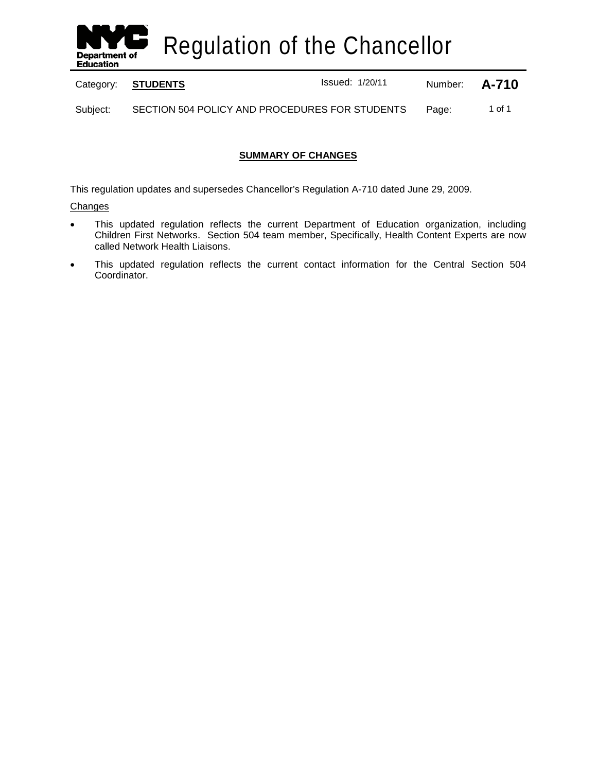# Regulation of the Chancellor

| Category: | **STUDENTS** | Issued: 1/20/11 | Number: | **A-710** |
| --- | --- | --- | --- | --- |
| Subject: | SECTION 504 POLICY AND PROCEDURES FOR STUDENTS | | Page: | 1 of 1 |

## SUMMARY OF CHANGES

This regulation updates and supersedes Chancellor's Regulation A-710 dated June 29, 2009.

Changes

- This updated regulation reflects the current Department of Education organization, including Children First Networks. Section 504 team member, Specifically, Health Content Experts are now called Network Health Liaisons.
- This updated regulation reflects the current contact information for the Central Section 504 Coordinator.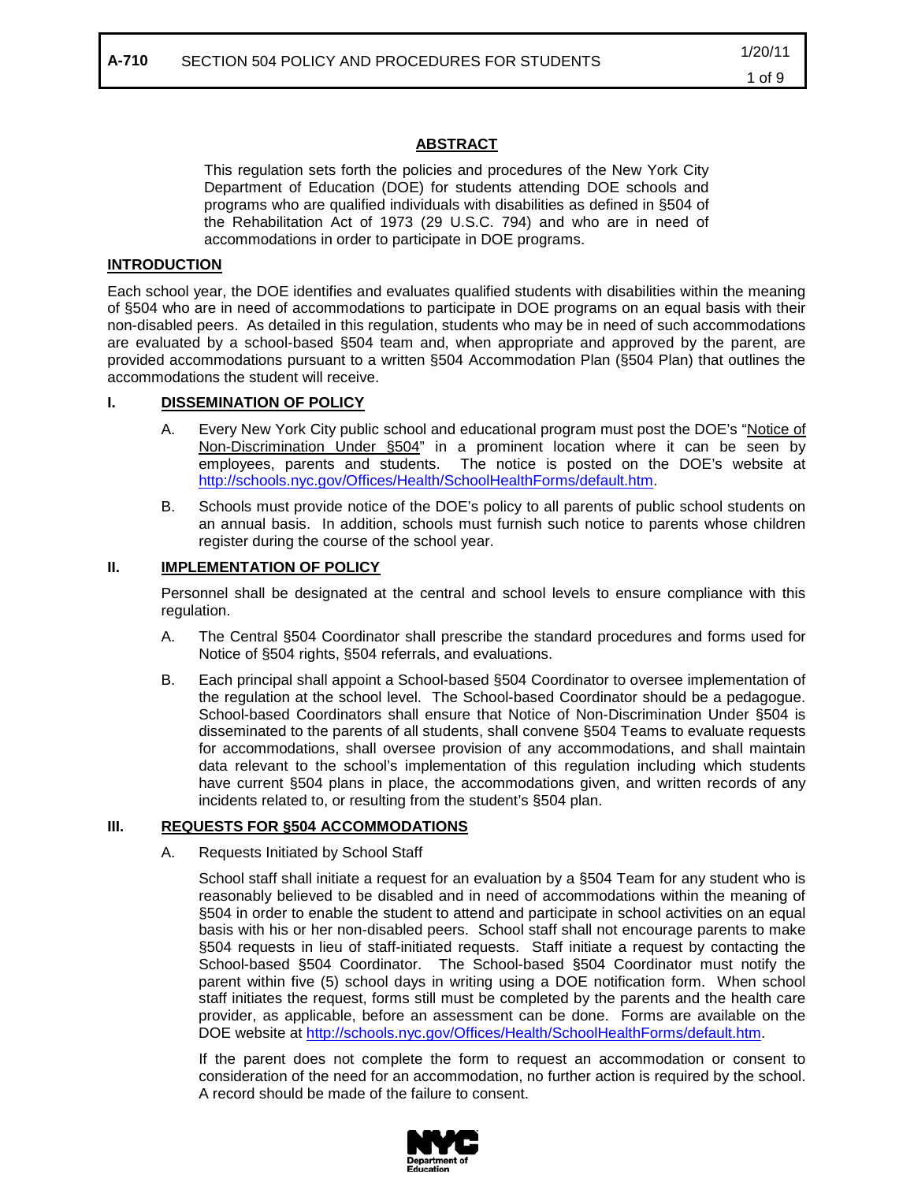## ABSTRACT

This regulation sets forth the policies and procedures of the New York City Department of Education (DOE) for students attending DOE schools and programs who are qualified individuals with disabilities as defined in §504 of the Rehabilitation Act of 1973 (29 U.S.C. 794) and who are in need of accommodations in order to participate in DOE programs.

## INTRODUCTION

Each school year, the DOE identifies and evaluates qualified students with disabilities within the meaning of §504 who are in need of accommodations to participate in DOE programs on an equal basis with their non-disabled peers. As detailed in this regulation, students who may be in need of such accommodations are evaluated by a school-based §504 team and, when appropriate and approved by the parent, are provided accommodations pursuant to a written §504 Accommodation Plan (§504 Plan) that outlines the accommodations the student will receive.

## I. DISSEMINATION OF POLICY

A. Every New York City public school and educational program must post the DOE's "Notice of Non-Discrimination Under §504" in a prominent location where it can be seen by employees, parents and students. The notice is posted on the DOE's website at http://schools.nyc.gov/Offices/Health/SchoolHealthForms/default.htm.

B. Schools must provide notice of the DOE's policy to all parents of public school students on an annual basis. In addition, schools must furnish such notice to parents whose children register during the course of the school year.

## II. IMPLEMENTATION OF POLICY

Personnel shall be designated at the central and school levels to ensure compliance with this regulation.

A. The Central §504 Coordinator shall prescribe the standard procedures and forms used for Notice of §504 rights, §504 referrals, and evaluations.

B. Each principal shall appoint a School-based §504 Coordinator to oversee implementation of the regulation at the school level. The School-based Coordinator should be a pedagogue. School-based Coordinators shall ensure that Notice of Non-Discrimination Under §504 is disseminated to the parents of all students, shall convene §504 Teams to evaluate requests for accommodations, shall oversee provision of any accommodations, and shall maintain data relevant to the school's implementation of this regulation including which students have current §504 plans in place, the accommodations given, and written records of any incidents related to, or resulting from the student's §504 plan.

## III. REQUESTS FOR §504 ACCOMMODATIONS

A. Requests Initiated by School Staff

School staff shall initiate a request for an evaluation by a §504 Team for any student who is reasonably believed to be disabled and in need of accommodations within the meaning of §504 in order to enable the student to attend and participate in school activities on an equal basis with his or her non-disabled peers. School staff shall not encourage parents to make §504 requests in lieu of staff-initiated requests. Staff initiate a request by contacting the School-based §504 Coordinator. The School-based §504 Coordinator must notify the parent within five (5) school days in writing using a DOE notification form. When school staff initiates the request, forms still must be completed by the parents and the health care provider, as applicable, before an assessment can be done. Forms are available on the DOE website at http://schools.nyc.gov/Offices/Health/SchoolHealthForms/default.htm.

If the parent does not complete the form to request an accommodation or consent to consideration of the need for an accommodation, no further action is required by the school. A record should be made of the failure to consent.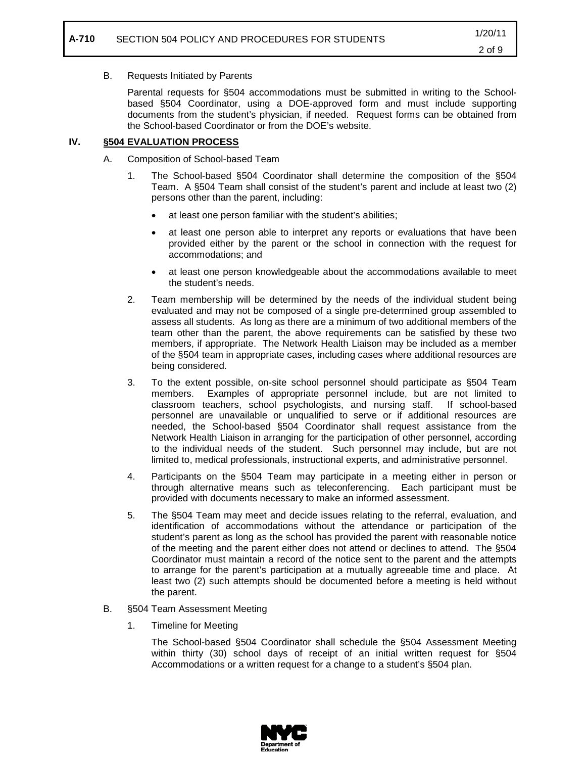B. Requests Initiated by Parents

Parental requests for §504 accommodations must be submitted in writing to the School-based §504 Coordinator, using a DOE-approved form and must include supporting documents from the student's physician, if needed. Request forms can be obtained from the School-based Coordinator or from the DOE's website.

## IV. §504 EVALUATION PROCESS

A. Composition of School-based Team

1. The School-based §504 Coordinator shall determine the composition of the §504 Team. A §504 Team shall consist of the student's parent and include at least two (2) persons other than the parent, including:
   - at least one person familiar with the student's abilities;
   - at least one person able to interpret any reports or evaluations that have been provided either by the parent or the school in connection with the request for accommodations; and
   - at least one person knowledgeable about the accommodations available to meet the student's needs.

2. Team membership will be determined by the needs of the individual student being evaluated and may not be composed of a single pre-determined group assembled to assess all students. As long as there are a minimum of two additional members of the team other than the parent, the above requirements can be satisfied by these two members, if appropriate. The Network Health Liaison may be included as a member of the §504 team in appropriate cases, including cases where additional resources are being considered.

3. To the extent possible, on-site school personnel should participate as §504 Team members. Examples of appropriate personnel include, but are not limited to classroom teachers, school psychologists, and nursing staff. If school-based personnel are unavailable or unqualified to serve or if additional resources are needed, the School-based §504 Coordinator shall request assistance from the Network Health Liaison in arranging for the participation of other personnel, according to the individual needs of the student. Such personnel may include, but are not limited to, medical professionals, instructional experts, and administrative personnel.

4. Participants on the §504 Team may participate in a meeting either in person or through alternative means such as teleconferencing. Each participant must be provided with documents necessary to make an informed assessment.

5. The §504 Team may meet and decide issues relating to the referral, evaluation, and identification of accommodations without the attendance or participation of the student's parent as long as the school has provided the parent with reasonable notice of the meeting and the parent either does not attend or declines to attend. The §504 Coordinator must maintain a record of the notice sent to the parent and the attempts to arrange for the parent's participation at a mutually agreeable time and place. At least two (2) such attempts should be documented before a meeting is held without the parent.

B. §504 Team Assessment Meeting

1. Timeline for Meeting

   The School-based §504 Coordinator shall schedule the §504 Assessment Meeting within thirty (30) school days of receipt of an initial written request for §504 Accommodations or a written request for a change to a student's §504 plan.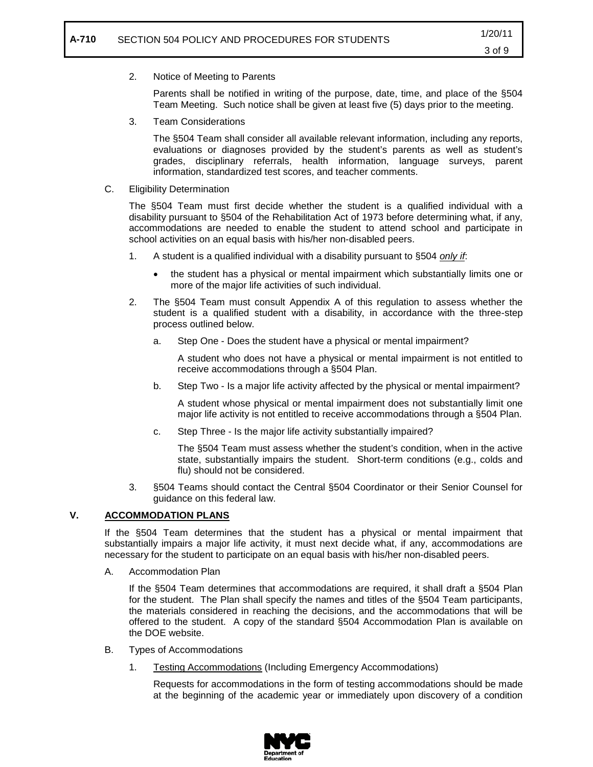2. Notice of Meeting to Parents

   Parents shall be notified in writing of the purpose, date, time, and place of the §504 Team Meeting. Such notice shall be given at least five (5) days prior to the meeting.

3. Team Considerations

   The §504 Team shall consider all available relevant information, including any reports, evaluations or diagnoses provided by the student's parents as well as student's grades, disciplinary referrals, health information, language surveys, parent information, standardized test scores, and teacher comments.

C. Eligibility Determination

The §504 Team must first decide whether the student is a qualified individual with a disability pursuant to §504 of the Rehabilitation Act of 1973 before determining what, if any, accommodations are needed to enable the student to attend school and participate in school activities on an equal basis with his/her non-disabled peers.

1. A student is a qualified individual with a disability pursuant to §504 *only if*:

   - the student has a physical or mental impairment which substantially limits one or more of the major life activities of such individual.

2. The §504 Team must consult Appendix A of this regulation to assess whether the student is a qualified student with a disability, in accordance with the three-step process outlined below.

   a. Step One - Does the student have a physical or mental impairment?

      A student who does not have a physical or mental impairment is not entitled to receive accommodations through a §504 Plan.

   b. Step Two - Is a major life activity affected by the physical or mental impairment?

      A student whose physical or mental impairment does not substantially limit one major life activity is not entitled to receive accommodations through a §504 Plan.

   c. Step Three - Is the major life activity substantially impaired?

      The §504 Team must assess whether the student's condition, when in the active state, substantially impairs the student. Short-term conditions (e.g., colds and flu) should not be considered.

3. §504 Teams should contact the Central §504 Coordinator or their Senior Counsel for guidance on this federal law.

## V. ACCOMMODATION PLANS

If the §504 Team determines that the student has a physical or mental impairment that substantially impairs a major life activity, it must next decide what, if any, accommodations are necessary for the student to participate on an equal basis with his/her non-disabled peers.

A. Accommodation Plan

If the §504 Team determines that accommodations are required, it shall draft a §504 Plan for the student. The Plan shall specify the names and titles of the §504 Team participants, the materials considered in reaching the decisions, and the accommodations that will be offered to the student. A copy of the standard §504 Accommodation Plan is available on the DOE website.

B. Types of Accommodations

1. Testing Accommodations (Including Emergency Accommodations)

   Requests for accommodations in the form of testing accommodations should be made at the beginning of the academic year or immediately upon discovery of a condition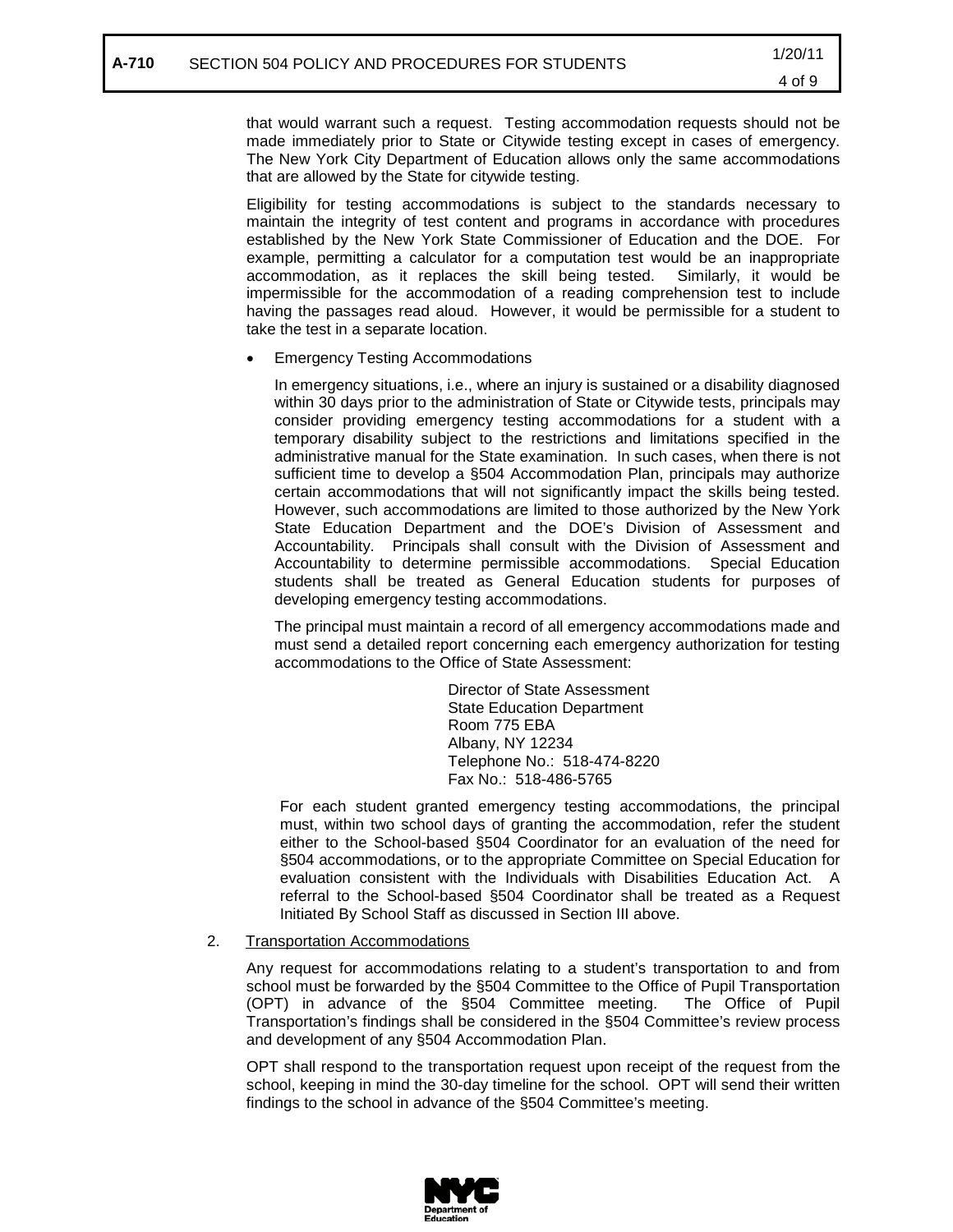that would warrant such a request. Testing accommodation requests should not be made immediately prior to State or Citywide testing except in cases of emergency. The New York City Department of Education allows only the same accommodations that are allowed by the State for citywide testing.

Eligibility for testing accommodations is subject to the standards necessary to maintain the integrity of test content and programs in accordance with procedures established by the New York State Commissioner of Education and the DOE. For example, permitting a calculator for a computation test would be an inappropriate accommodation, as it replaces the skill being tested. Similarly, it would be impermissible for the accommodation of a reading comprehension test to include having the passages read aloud. However, it would be permissible for a student to take the test in a separate location.

- Emergency Testing Accommodations

  In emergency situations, i.e., where an injury is sustained or a disability diagnosed within 30 days prior to the administration of State or Citywide tests, principals may consider providing emergency testing accommodations for a student with a temporary disability subject to the restrictions and limitations specified in the administrative manual for the State examination. In such cases, when there is not sufficient time to develop a §504 Accommodation Plan, principals may authorize certain accommodations that will not significantly impact the skills being tested. However, such accommodations are limited to those authorized by the New York State Education Department and the DOE's Division of Assessment and Accountability. Principals shall consult with the Division of Assessment and Accountability to determine permissible accommodations. Special Education students shall be treated as General Education students for purposes of developing emergency testing accommodations.

  The principal must maintain a record of all emergency accommodations made and must send a detailed report concerning each emergency authorization for testing accommodations to the Office of State Assessment:

  Director of State Assessment
  State Education Department
  Room 775 EBA
  Albany, NY 12234
  Telephone No.: 518-474-8220
  Fax No.: 518-486-5765

  For each student granted emergency testing accommodations, the principal must, within two school days of granting the accommodation, refer the student either to the School-based §504 Coordinator for an evaluation of the need for §504 accommodations, or to the appropriate Committee on Special Education for evaluation consistent with the Individuals with Disabilities Education Act. A referral to the School-based §504 Coordinator shall be treated as a Request Initiated By School Staff as discussed in Section III above.

2. Transportation Accommodations

   Any request for accommodations relating to a student's transportation to and from school must be forwarded by the §504 Committee to the Office of Pupil Transportation (OPT) in advance of the §504 Committee meeting. The Office of Pupil Transportation's findings shall be considered in the §504 Committee's review process and development of any §504 Accommodation Plan.

   OPT shall respond to the transportation request upon receipt of the request from the school, keeping in mind the 30-day timeline for the school. OPT will send their written findings to the school in advance of the §504 Committee's meeting.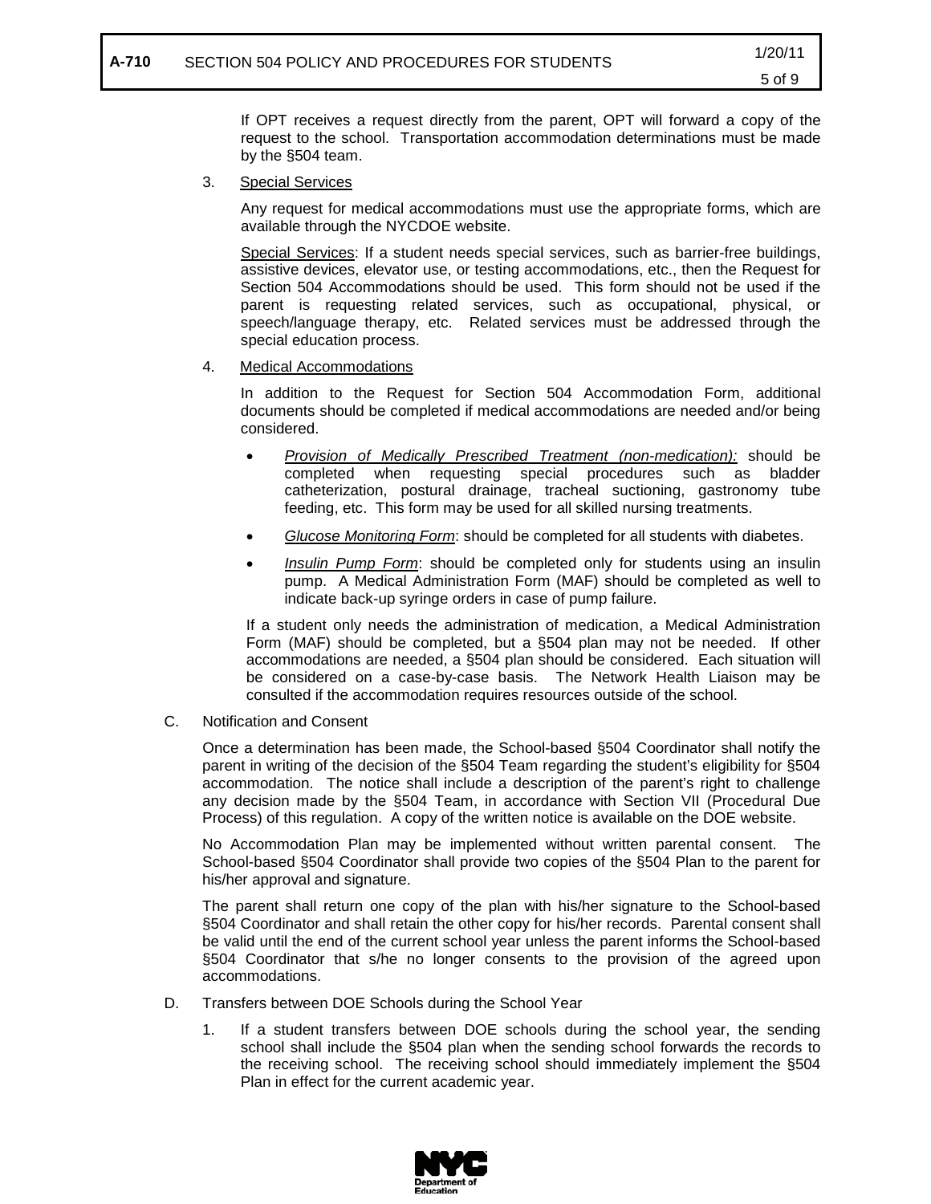If OPT receives a request directly from the parent, OPT will forward a copy of the request to the school. Transportation accommodation determinations must be made by the §504 team.

3. Special Services

Any request for medical accommodations must use the appropriate forms, which are available through the NYCDOE website.

Special Services: If a student needs special services, such as barrier-free buildings, assistive devices, elevator use, or testing accommodations, etc., then the Request for Section 504 Accommodations should be used. This form should not be used if the parent is requesting related services, such as occupational, physical, or speech/language therapy, etc. Related services must be addressed through the special education process.

4. Medical Accommodations

In addition to the Request for Section 504 Accommodation Form, additional documents should be completed if medical accommodations are needed and/or being considered.

- *Provision of Medically Prescribed Treatment (non-medication):* should be completed when requesting special procedures such as bladder catheterization, postural drainage, tracheal suctioning, gastronomy tube feeding, etc. This form may be used for all skilled nursing treatments.
- *Glucose Monitoring Form*: should be completed for all students with diabetes.
- *Insulin Pump Form*: should be completed only for students using an insulin pump. A Medical Administration Form (MAF) should be completed as well to indicate back-up syringe orders in case of pump failure.

If a student only needs the administration of medication, a Medical Administration Form (MAF) should be completed, but a §504 plan may not be needed. If other accommodations are needed, a §504 plan should be considered. Each situation will be considered on a case-by-case basis. The Network Health Liaison may be consulted if the accommodation requires resources outside of the school.

C. Notification and Consent

Once a determination has been made, the School-based §504 Coordinator shall notify the parent in writing of the decision of the §504 Team regarding the student's eligibility for §504 accommodation. The notice shall include a description of the parent's right to challenge any decision made by the §504 Team, in accordance with Section VII (Procedural Due Process) of this regulation. A copy of the written notice is available on the DOE website.

No Accommodation Plan may be implemented without written parental consent. The School-based §504 Coordinator shall provide two copies of the §504 Plan to the parent for his/her approval and signature.

The parent shall return one copy of the plan with his/her signature to the School-based §504 Coordinator and shall retain the other copy for his/her records. Parental consent shall be valid until the end of the current school year unless the parent informs the School-based §504 Coordinator that s/he no longer consents to the provision of the agreed upon accommodations.

D. Transfers between DOE Schools during the School Year

1. If a student transfers between DOE schools during the school year, the sending school shall include the §504 plan when the sending school forwards the records to the receiving school. The receiving school should immediately implement the §504 Plan in effect for the current academic year.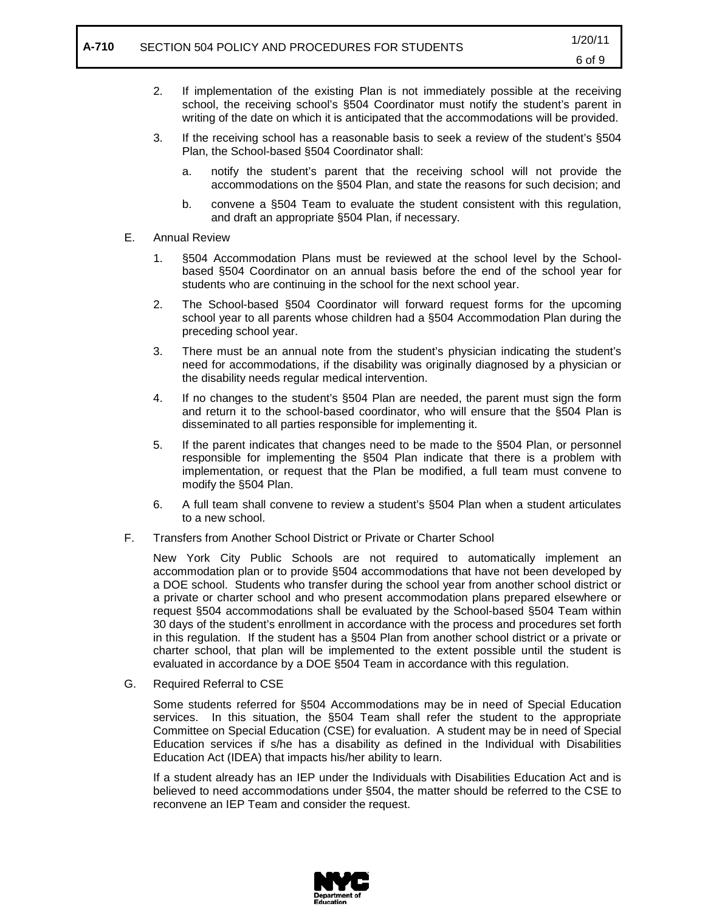2. If implementation of the existing Plan is not immediately possible at the receiving school, the receiving school's §504 Coordinator must notify the student's parent in writing of the date on which it is anticipated that the accommodations will be provided.

3. If the receiving school has a reasonable basis to seek a review of the student's §504 Plan, the School-based §504 Coordinator shall:

   a. notify the student's parent that the receiving school will not provide the accommodations on the §504 Plan, and state the reasons for such decision; and

   b. convene a §504 Team to evaluate the student consistent with this regulation, and draft an appropriate §504 Plan, if necessary.

E. Annual Review

1. §504 Accommodation Plans must be reviewed at the school level by the School-based §504 Coordinator on an annual basis before the end of the school year for students who are continuing in the school for the next school year.

2. The School-based §504 Coordinator will forward request forms for the upcoming school year to all parents whose children had a §504 Accommodation Plan during the preceding school year.

3. There must be an annual note from the student's physician indicating the student's need for accommodations, if the disability was originally diagnosed by a physician or the disability needs regular medical intervention.

4. If no changes to the student's §504 Plan are needed, the parent must sign the form and return it to the school-based coordinator, who will ensure that the §504 Plan is disseminated to all parties responsible for implementing it.

5. If the parent indicates that changes need to be made to the §504 Plan, or personnel responsible for implementing the §504 Plan indicate that there is a problem with implementation, or request that the Plan be modified, a full team must convene to modify the §504 Plan.

6. A full team shall convene to review a student's §504 Plan when a student articulates to a new school.

F. Transfers from Another School District or Private or Charter School

New York City Public Schools are not required to automatically implement an accommodation plan or to provide §504 accommodations that have not been developed by a DOE school. Students who transfer during the school year from another school district or a private or charter school and who present accommodation plans prepared elsewhere or request §504 accommodations shall be evaluated by the School-based §504 Team within 30 days of the student's enrollment in accordance with the process and procedures set forth in this regulation. If the student has a §504 Plan from another school district or a private or charter school, that plan will be implemented to the extent possible until the student is evaluated in accordance by a DOE §504 Team in accordance with this regulation.

G. Required Referral to CSE

Some students referred for §504 Accommodations may be in need of Special Education services. In this situation, the §504 Team shall refer the student to the appropriate Committee on Special Education (CSE) for evaluation. A student may be in need of Special Education services if s/he has a disability as defined in the Individual with Disabilities Education Act (IDEA) that impacts his/her ability to learn.

If a student already has an IEP under the Individuals with Disabilities Education Act and is believed to need accommodations under §504, the matter should be referred to the CSE to reconvene an IEP Team and consider the request.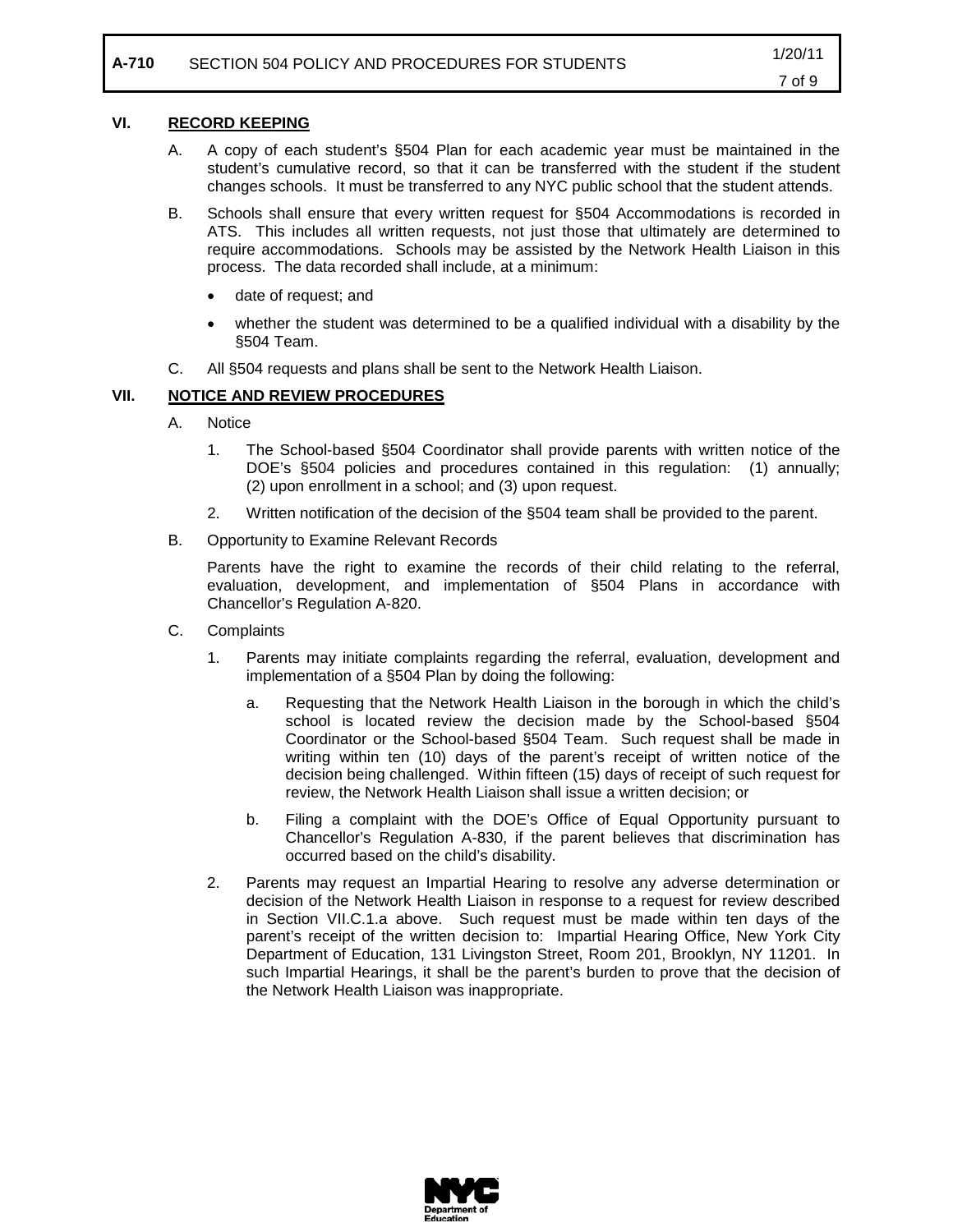## VI. RECORD KEEPING

A. A copy of each student's §504 Plan for each academic year must be maintained in the student's cumulative record, so that it can be transferred with the student if the student changes schools. It must be transferred to any NYC public school that the student attends.

B. Schools shall ensure that every written request for §504 Accommodations is recorded in ATS. This includes all written requests, not just those that ultimately are determined to require accommodations. Schools may be assisted by the Network Health Liaison in this process. The data recorded shall include, at a minimum:

- date of request; and
- whether the student was determined to be a qualified individual with a disability by the §504 Team.

C. All §504 requests and plans shall be sent to the Network Health Liaison.

## VII. NOTICE AND REVIEW PROCEDURES

A. Notice

1. The School-based §504 Coordinator shall provide parents with written notice of the DOE's §504 policies and procedures contained in this regulation: (1) annually; (2) upon enrollment in a school; and (3) upon request.
2. Written notification of the decision of the §504 team shall be provided to the parent.

B. Opportunity to Examine Relevant Records

Parents have the right to examine the records of their child relating to the referral, evaluation, development, and implementation of §504 Plans in accordance with Chancellor's Regulation A-820.

C. Complaints

1. Parents may initiate complaints regarding the referral, evaluation, development and implementation of a §504 Plan by doing the following:
   a. Requesting that the Network Health Liaison in the borough in which the child's school is located review the decision made by the School-based §504 Coordinator or the School-based §504 Team. Such request shall be made in writing within ten (10) days of the parent's receipt of written notice of the decision being challenged. Within fifteen (15) days of receipt of such request for review, the Network Health Liaison shall issue a written decision; or
   b. Filing a complaint with the DOE's Office of Equal Opportunity pursuant to Chancellor's Regulation A-830, if the parent believes that discrimination has occurred based on the child's disability.
2. Parents may request an Impartial Hearing to resolve any adverse determination or decision of the Network Health Liaison in response to a request for review described in Section VII.C.1.a above. Such request must be made within ten days of the parent's receipt of the written decision to: Impartial Hearing Office, New York City Department of Education, 131 Livingston Street, Room 201, Brooklyn, NY 11201. In such Impartial Hearings, it shall be the parent's burden to prove that the decision of the Network Health Liaison was inappropriate.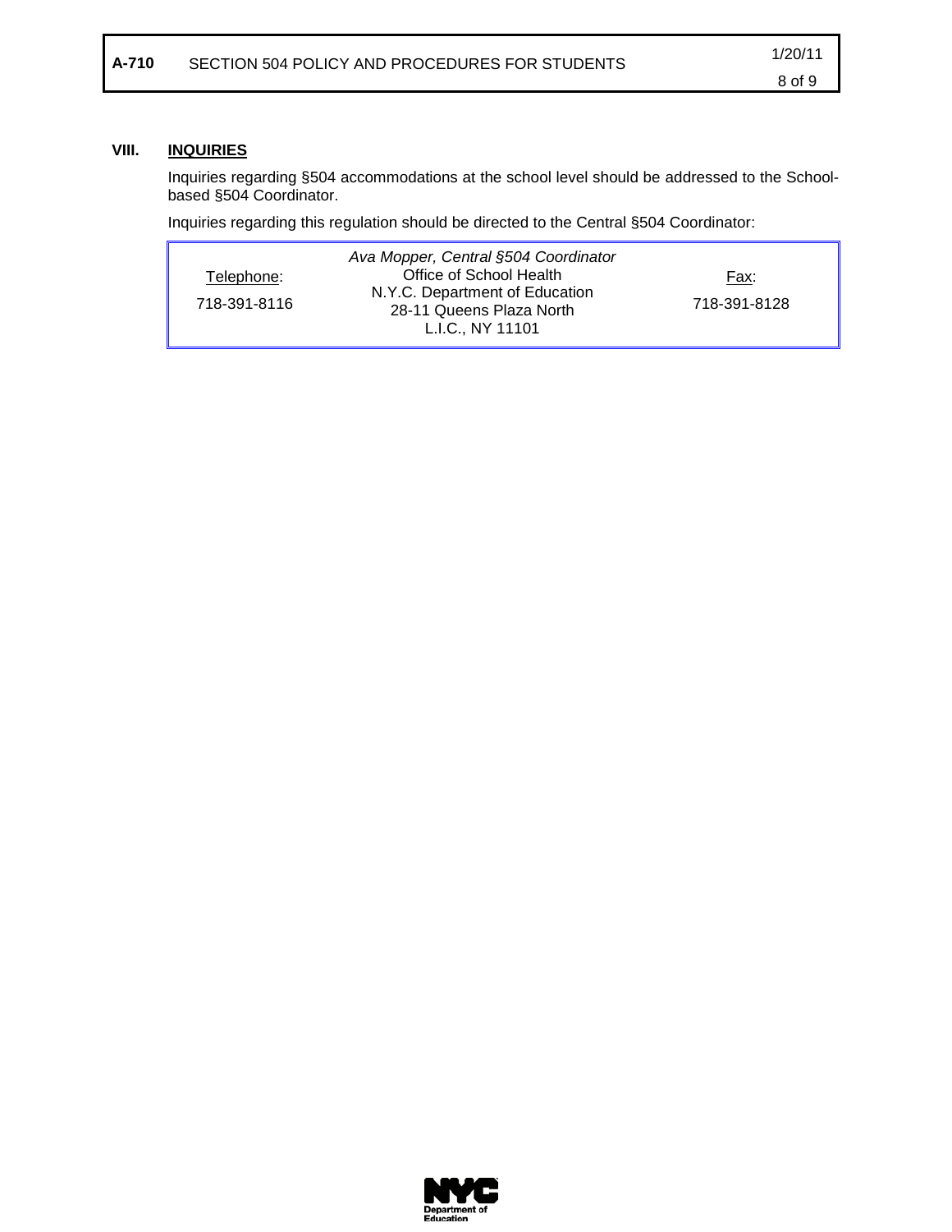## VIII. INQUIRIES

Inquiries regarding §504 accommodations at the school level should be addressed to the School-based §504 Coordinator.

Inquiries regarding this regulation should be directed to the Central §504 Coordinator:

| Telephone: | *Ava Mopper, Central §504 Coordinator*<br>Office of School Health<br>N.Y.C. Department of Education<br>28-11 Queens Plaza North<br>L.I.C., NY 11101 | Fax: |
|---|---|---|
| 718-391-8116 | | 718-391-8128 |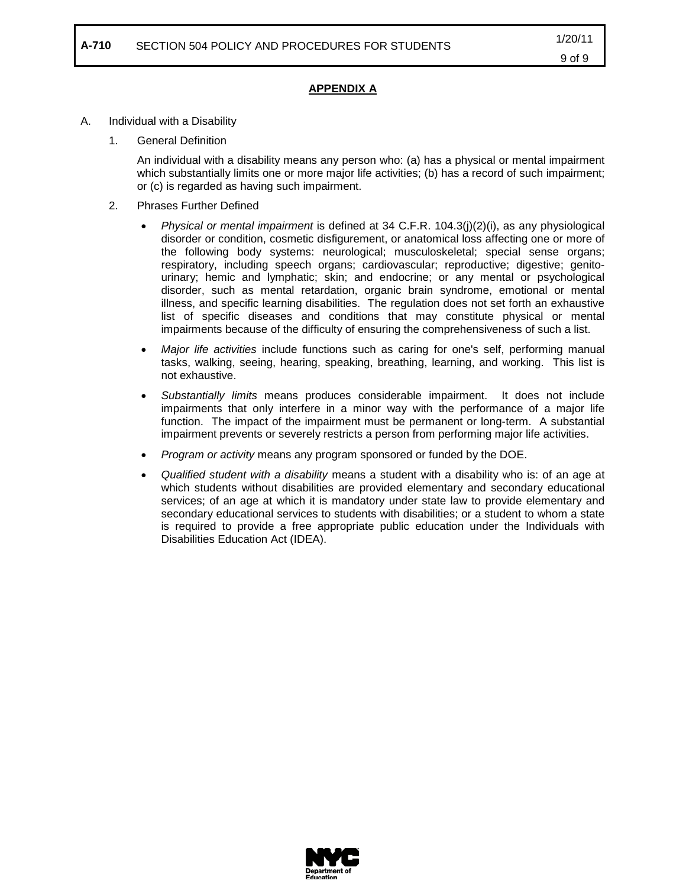## APPENDIX A

A. Individual with a Disability

1. General Definition

   An individual with a disability means any person who: (a) has a physical or mental impairment which substantially limits one or more major life activities; (b) has a record of such impairment; or (c) is regarded as having such impairment.

2. Phrases Further Defined

   - *Physical or mental impairment* is defined at 34 C.F.R. 104.3(j)(2)(i), as any physiological disorder or condition, cosmetic disfigurement, or anatomical loss affecting one or more of the following body systems: neurological; musculoskeletal; special sense organs; respiratory, including speech organs; cardiovascular; reproductive; digestive; genito-urinary; hemic and lymphatic; skin; and endocrine; or any mental or psychological disorder, such as mental retardation, organic brain syndrome, emotional or mental illness, and specific learning disabilities. The regulation does not set forth an exhaustive list of specific diseases and conditions that may constitute physical or mental impairments because of the difficulty of ensuring the comprehensiveness of such a list.
   - *Major life activities* include functions such as caring for one's self, performing manual tasks, walking, seeing, hearing, speaking, breathing, learning, and working. This list is not exhaustive.
   - *Substantially limits* means produces considerable impairment. It does not include impairments that only interfere in a minor way with the performance of a major life function. The impact of the impairment must be permanent or long-term. A substantial impairment prevents or severely restricts a person from performing major life activities.
   - *Program or activity* means any program sponsored or funded by the DOE.
   - *Qualified student with a disability* means a student with a disability who is: of an age at which students without disabilities are provided elementary and secondary educational services; of an age at which it is mandatory under state law to provide elementary and secondary educational services to students with disabilities; or a student to whom a state is required to provide a free appropriate public education under the Individuals with Disabilities Education Act (IDEA).